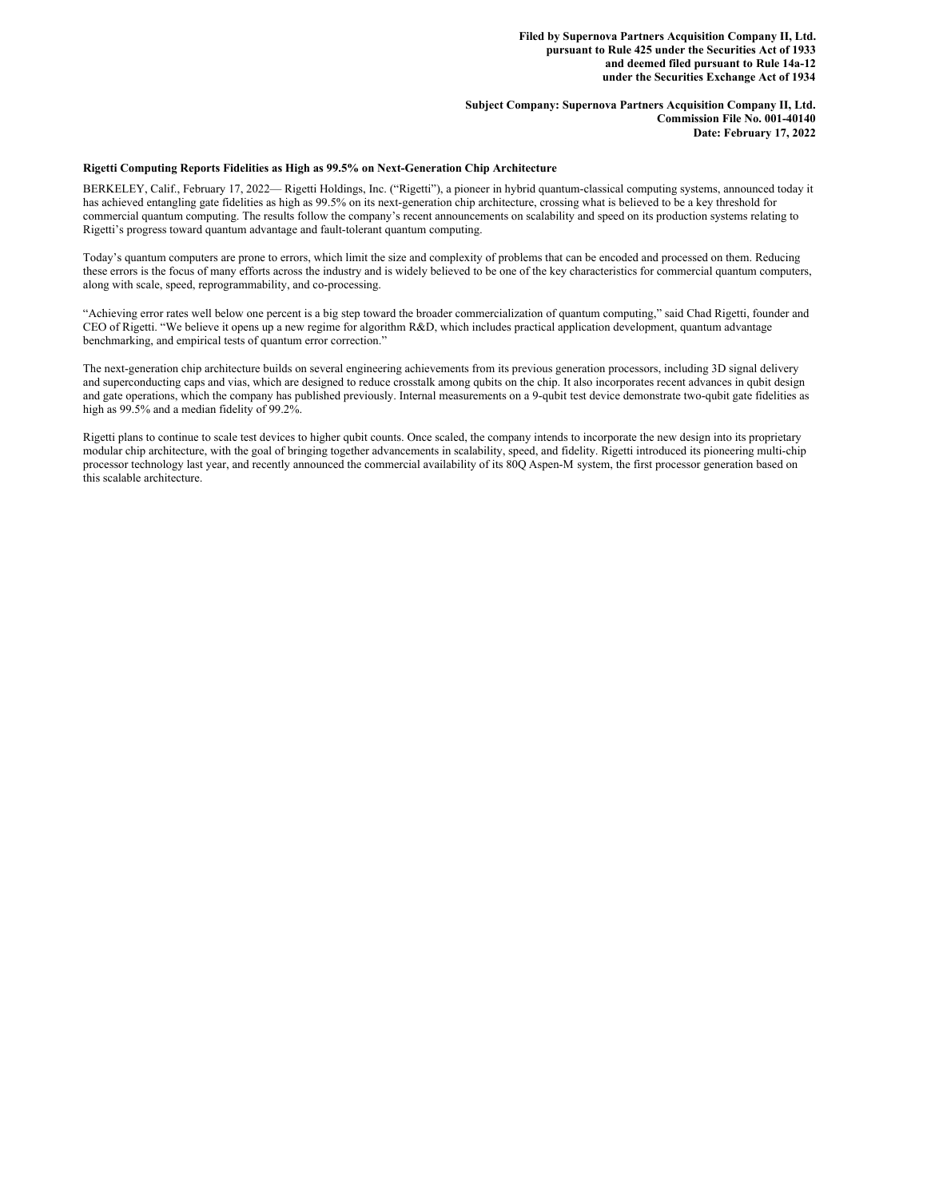**Filed by Supernova Partners Acquisition Company II, Ltd.**
**pursuant to Rule 425 under the Securities Act of 1933**
**and deemed filed pursuant to Rule 14a-12**
**under the Securities Exchange Act of 1934**

**Subject Company: Supernova Partners Acquisition Company II, Ltd.**
**Commission File No. 001-40140**
**Date: February 17, 2022**

**Rigetti Computing Reports Fidelities as High as 99.5% on Next-Generation Chip Architecture**

BERKELEY, Calif., February 17, 2022— Rigetti Holdings, Inc. ("Rigetti"), a pioneer in hybrid quantum-classical computing systems, announced today it has achieved entangling gate fidelities as high as 99.5% on its next-generation chip architecture, crossing what is believed to be a key threshold for commercial quantum computing. The results follow the company's recent announcements on scalability and speed on its production systems relating to Rigetti's progress toward quantum advantage and fault-tolerant quantum computing.

Today's quantum computers are prone to errors, which limit the size and complexity of problems that can be encoded and processed on them. Reducing these errors is the focus of many efforts across the industry and is widely believed to be one of the key characteristics for commercial quantum computers, along with scale, speed, reprogrammability, and co-processing.

"Achieving error rates well below one percent is a big step toward the broader commercialization of quantum computing," said Chad Rigetti, founder and CEO of Rigetti. "We believe it opens up a new regime for algorithm R&D, which includes practical application development, quantum advantage benchmarking, and empirical tests of quantum error correction."

The next-generation chip architecture builds on several engineering achievements from its previous generation processors, including 3D signal delivery and superconducting caps and vias, which are designed to reduce crosstalk among qubits on the chip. It also incorporates recent advances in qubit design and gate operations, which the company has published previously. Internal measurements on a 9-qubit test device demonstrate two-qubit gate fidelities as high as 99.5% and a median fidelity of 99.2%.

Rigetti plans to continue to scale test devices to higher qubit counts. Once scaled, the company intends to incorporate the new design into its proprietary modular chip architecture, with the goal of bringing together advancements in scalability, speed, and fidelity. Rigetti introduced its pioneering multi-chip processor technology last year, and recently announced the commercial availability of its 80Q Aspen-M system, the first processor generation based on this scalable architecture.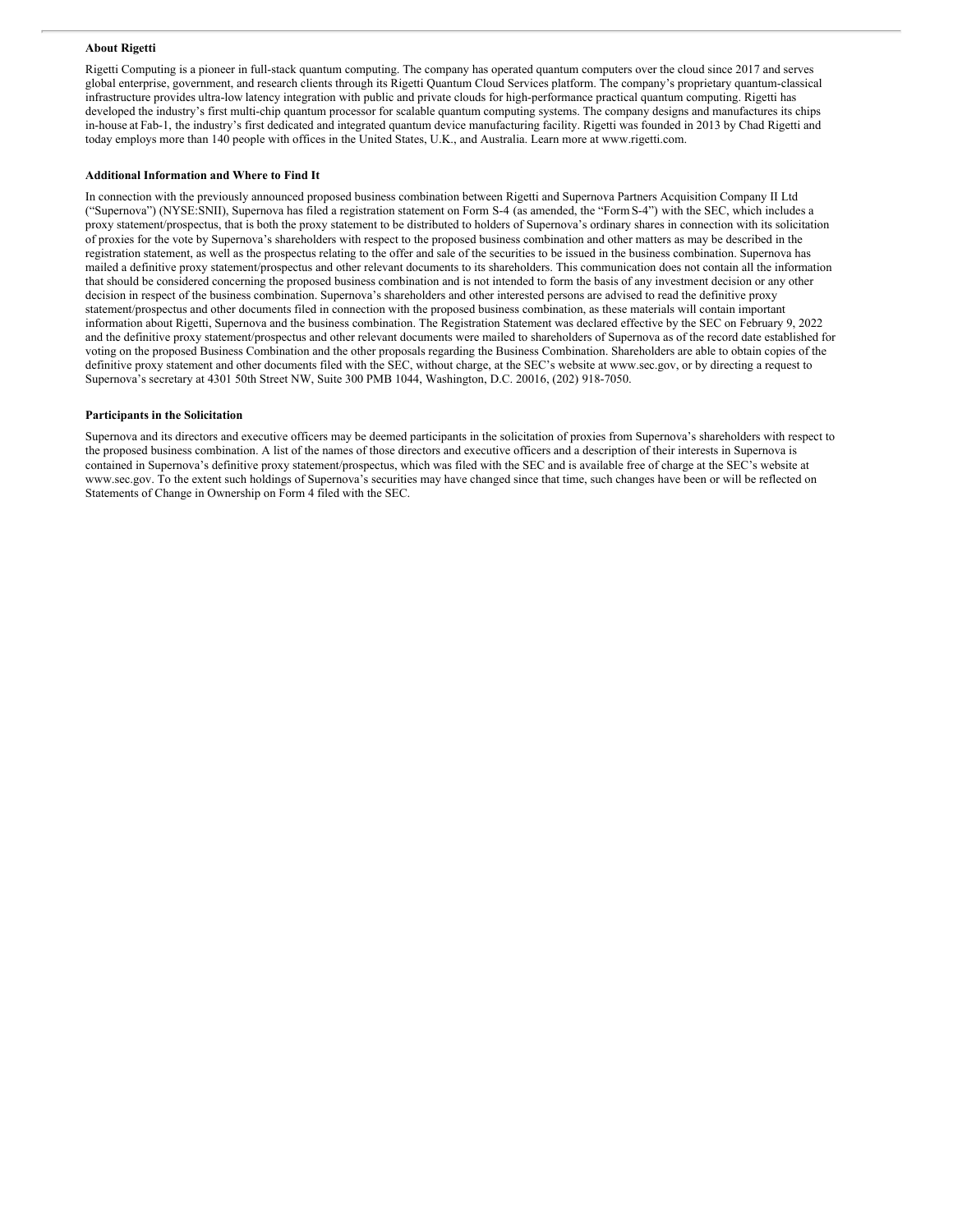**About Rigetti**

Rigetti Computing is a pioneer in full-stack quantum computing. The company has operated quantum computers over the cloud since 2017 and serves global enterprise, government, and research clients through its Rigetti Quantum Cloud Services platform. The company's proprietary quantum-classical infrastructure provides ultra-low latency integration with public and private clouds for high-performance practical quantum computing. Rigetti has developed the industry's first multi-chip quantum processor for scalable quantum computing systems. The company designs and manufactures its chips in-house at Fab-1, the industry's first dedicated and integrated quantum device manufacturing facility. Rigetti was founded in 2013 by Chad Rigetti and today employs more than 140 people with offices in the United States, U.K., and Australia. Learn more at www.rigetti.com.

**Additional Information and Where to Find It**

In connection with the previously announced proposed business combination between Rigetti and Supernova Partners Acquisition Company II Ltd ("Supernova") (NYSE:SNII), Supernova has filed a registration statement on Form S-4 (as amended, the "Form S-4") with the SEC, which includes a proxy statement/prospectus, that is both the proxy statement to be distributed to holders of Supernova's ordinary shares in connection with its solicitation of proxies for the vote by Supernova's shareholders with respect to the proposed business combination and other matters as may be described in the registration statement, as well as the prospectus relating to the offer and sale of the securities to be issued in the business combination. Supernova has mailed a definitive proxy statement/prospectus and other relevant documents to its shareholders. This communication does not contain all the information that should be considered concerning the proposed business combination and is not intended to form the basis of any investment decision or any other decision in respect of the business combination. Supernova's shareholders and other interested persons are advised to read the definitive proxy statement/prospectus and other documents filed in connection with the proposed business combination, as these materials will contain important information about Rigetti, Supernova and the business combination. The Registration Statement was declared effective by the SEC on February 9, 2022 and the definitive proxy statement/prospectus and other relevant documents were mailed to shareholders of Supernova as of the record date established for voting on the proposed Business Combination and the other proposals regarding the Business Combination. Shareholders are able to obtain copies of the definitive proxy statement and other documents filed with the SEC, without charge, at the SEC's website at www.sec.gov, or by directing a request to Supernova's secretary at 4301 50th Street NW, Suite 300 PMB 1044, Washington, D.C. 20016, (202) 918-7050.

**Participants in the Solicitation**

Supernova and its directors and executive officers may be deemed participants in the solicitation of proxies from Supernova's shareholders with respect to the proposed business combination. A list of the names of those directors and executive officers and a description of their interests in Supernova is contained in Supernova's definitive proxy statement/prospectus, which was filed with the SEC and is available free of charge at the SEC's website at www.sec.gov. To the extent such holdings of Supernova's securities may have changed since that time, such changes have been or will be reflected on Statements of Change in Ownership on Form 4 filed with the SEC.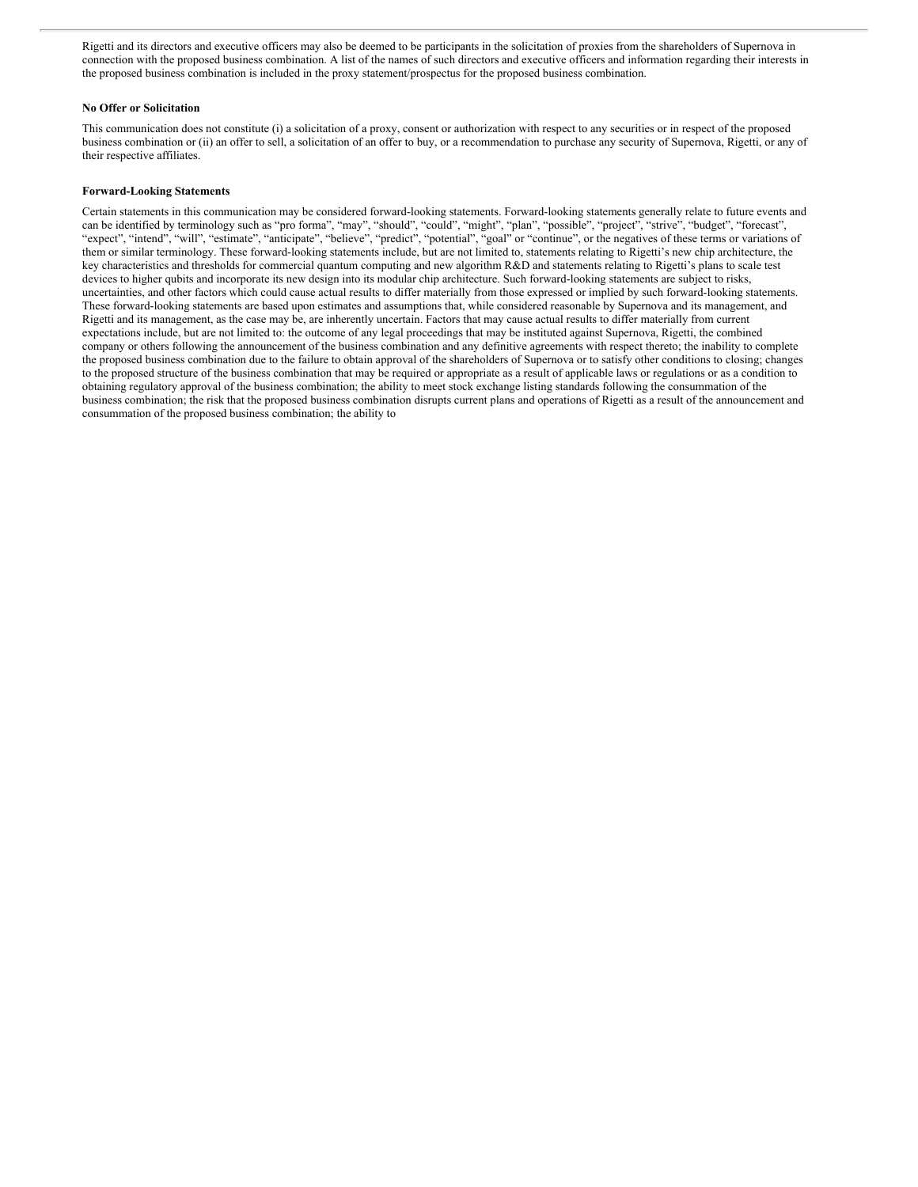Rigetti and its directors and executive officers may also be deemed to be participants in the solicitation of proxies from the shareholders of Supernova in connection with the proposed business combination. A list of the names of such directors and executive officers and information regarding their interests in the proposed business combination is included in the proxy statement/prospectus for the proposed business combination.

**No Offer or Solicitation**

This communication does not constitute (i) a solicitation of a proxy, consent or authorization with respect to any securities or in respect of the proposed business combination or (ii) an offer to sell, a solicitation of an offer to buy, or a recommendation to purchase any security of Supernova, Rigetti, or any of their respective affiliates.

**Forward-Looking Statements**

Certain statements in this communication may be considered forward-looking statements. Forward-looking statements generally relate to future events and can be identified by terminology such as "pro forma", "may", "should", "could", "might", "plan", "possible", "project", "strive", "budget", "forecast", "expect", "intend", "will", "estimate", "anticipate", "believe", "predict", "potential", "goal" or "continue", or the negatives of these terms or variations of them or similar terminology. These forward-looking statements include, but are not limited to, statements relating to Rigetti's new chip architecture, the key characteristics and thresholds for commercial quantum computing and new algorithm R&D and statements relating to Rigetti's plans to scale test devices to higher qubits and incorporate its new design into its modular chip architecture. Such forward-looking statements are subject to risks, uncertainties, and other factors which could cause actual results to differ materially from those expressed or implied by such forward-looking statements. These forward-looking statements are based upon estimates and assumptions that, while considered reasonable by Supernova and its management, and Rigetti and its management, as the case may be, are inherently uncertain. Factors that may cause actual results to differ materially from current expectations include, but are not limited to: the outcome of any legal proceedings that may be instituted against Supernova, Rigetti, the combined company or others following the announcement of the business combination and any definitive agreements with respect thereto; the inability to complete the proposed business combination due to the failure to obtain approval of the shareholders of Supernova or to satisfy other conditions to closing; changes to the proposed structure of the business combination that may be required or appropriate as a result of applicable laws or regulations or as a condition to obtaining regulatory approval of the business combination; the ability to meet stock exchange listing standards following the consummation of the business combination; the risk that the proposed business combination disrupts current plans and operations of Rigetti as a result of the announcement and consummation of the proposed business combination; the ability to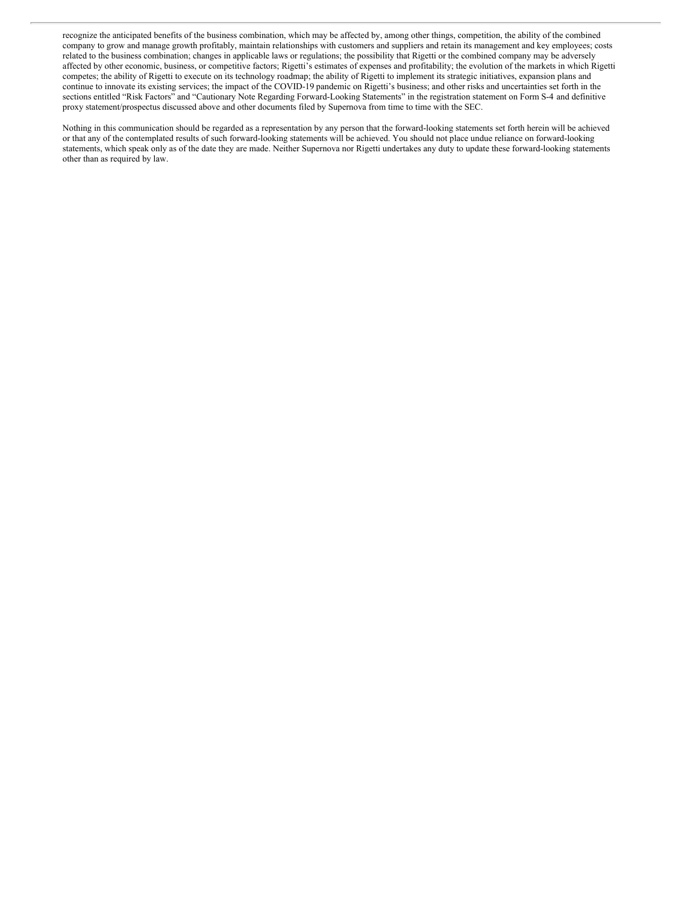recognize the anticipated benefits of the business combination, which may be affected by, among other things, competition, the ability of the combined company to grow and manage growth profitably, maintain relationships with customers and suppliers and retain its management and key employees; costs related to the business combination; changes in applicable laws or regulations; the possibility that Rigetti or the combined company may be adversely affected by other economic, business, or competitive factors; Rigetti's estimates of expenses and profitability; the evolution of the markets in which Rigetti competes; the ability of Rigetti to execute on its technology roadmap; the ability of Rigetti to implement its strategic initiatives, expansion plans and continue to innovate its existing services; the impact of the COVID-19 pandemic on Rigetti's business; and other risks and uncertainties set forth in the sections entitled "Risk Factors" and "Cautionary Note Regarding Forward-Looking Statements" in the registration statement on Form S-4 and definitive proxy statement/prospectus discussed above and other documents filed by Supernova from time to time with the SEC.

Nothing in this communication should be regarded as a representation by any person that the forward-looking statements set forth herein will be achieved or that any of the contemplated results of such forward-looking statements will be achieved. You should not place undue reliance on forward-looking statements, which speak only as of the date they are made. Neither Supernova nor Rigetti undertakes any duty to update these forward-looking statements other than as required by law.